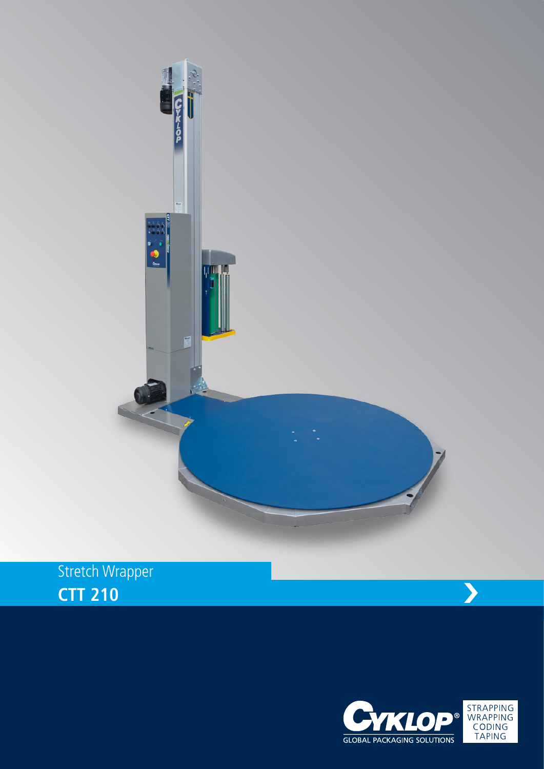Stretch Wrapper

# CTT 210

CYKLOP® GLOBAL PACKAGING SOLUTIONS

STRAPPING
WRAPPING
CODING
TAPING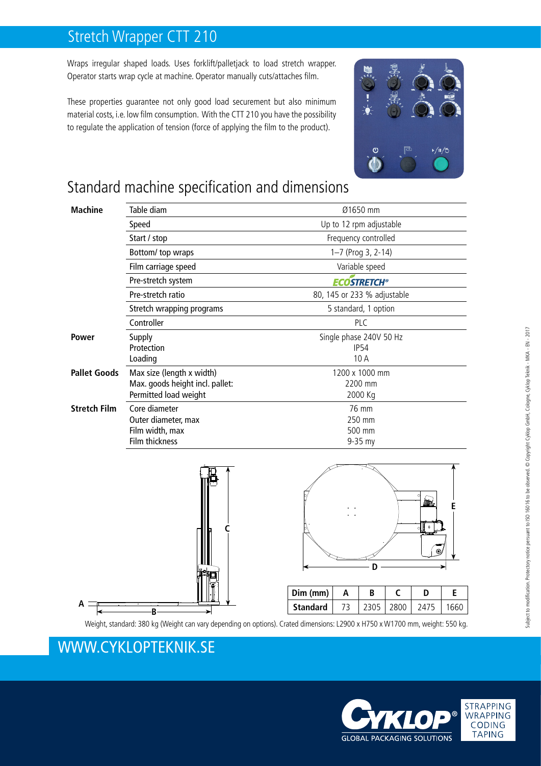# Stretch Wrapper CTT 210

Wraps irregular shaped loads. Uses forklift/palletjack to load stretch wrapper. Operator starts wrap cycle at machine. Operator manually cuts/attaches film.

These properties guarantee not only good load securement but also minimum material costs, i.e. low film consumption. With the CTT 210 you have the possibility to regulate the application of tension (force of applying the film to the product).

## Standard machine specification and dimensions

| | | |
|---|---|---|
| **Machine** | Table diam | Ø1650 mm |
| | Speed | Up to 12 rpm adjustable |
| | Start / stop | Frequency controlled |
| | Bottom/ top wraps | 1–7 (Prog 3, 2-14) |
| | Film carriage speed | Variable speed |
| | Pre-stretch system | ECOSTRETCH® |
| | Pre-stretch ratio | 80, 145 or 233 % adjustable |
| | Stretch wrapping programs | 5 standard, 1 option |
| | Controller | PLC |
| **Power** | Supply | Single phase 240V 50 Hz |
| | Protection | IP54 |
| | Loading | 10 A |
| **Pallet Goods** | Max size (length x width) | 1200 x 1000 mm |
| | Max. goods height incl. pallet: | 2200 mm |
| | Permitted load weight | 2000 Kg |
| **Stretch Film** | Core diameter | 76 mm |
| | Outer diameter, max | 250 mm |
| | Film width, max | 500 mm |
| | Film thickness | 9-35 my |

A
B
C
D
E

| Dim (mm) | A | B | C | D | E |
|---|---|---|---|---|---|
| **Standard** | 73 | 2305 | 2800 | 2475 | 1660 |

Weight, standard: 380 kg (Weight can vary depending on options). Crated dimensions: L2900 x H750 x W1700 mm, weight: 550 kg.

## WWW.CYKLOPTEKNIK.SE

CYKLOP® GLOBAL PACKAGING SOLUTIONS

STRAPPING WRAPPING CODING TAPING

Subject to modification. Protectory notice persuant to ISO 16016 to be observed. © Copyright Cyklop GmbH, Cologne, Cyklop Teknik - MKA - EN - 2017